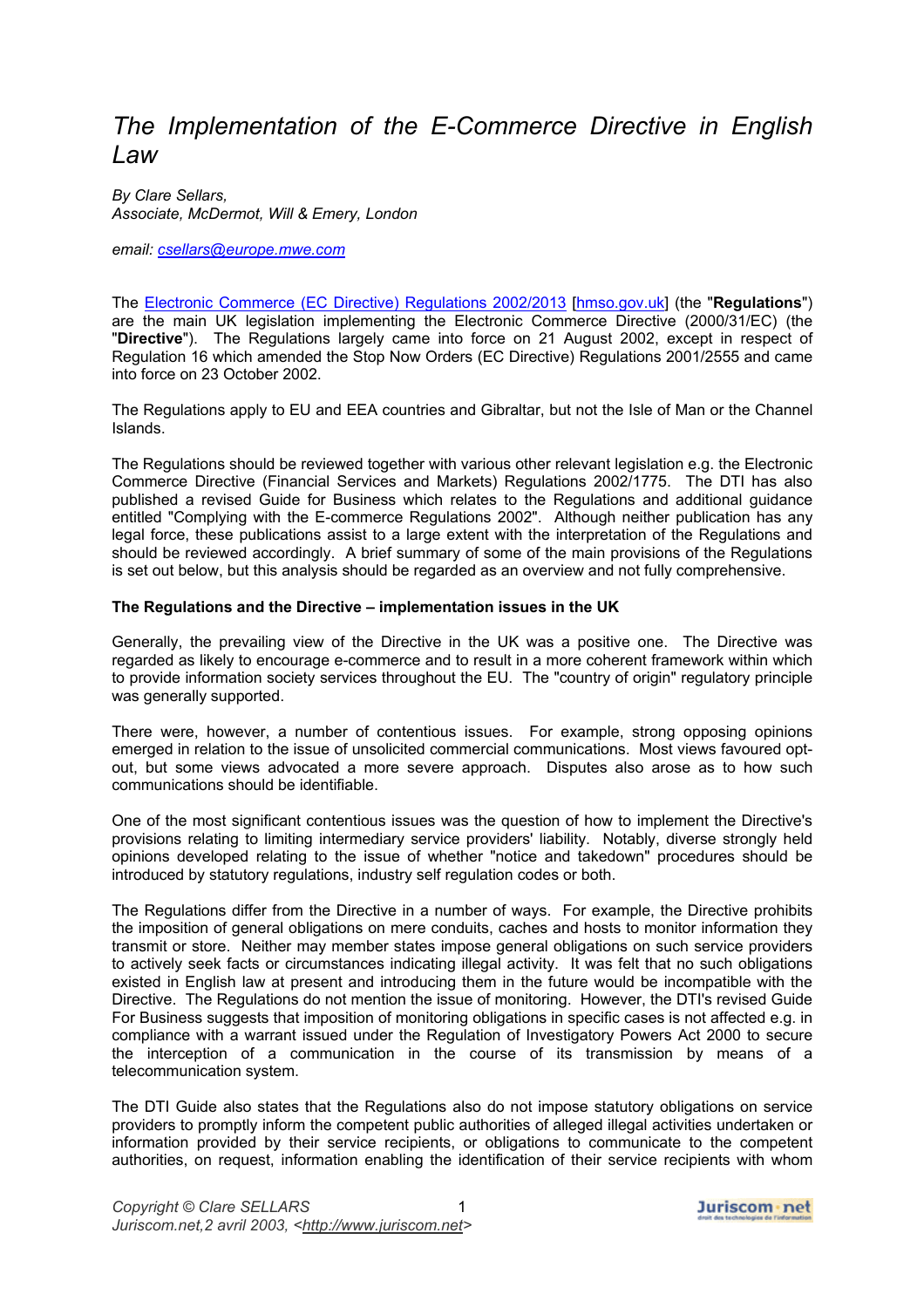# *The Implementation of the E-Commerce Directive in English Law*

*By Clare Sellars,*
*Associate, McDermot, Will & Emery, London*

*email: csellars@europe.mwe.com*

The Electronic Commerce (EC Directive) Regulations 2002/2013 [hmso.gov.uk] (the "**Regulations**") are the main UK legislation implementing the Electronic Commerce Directive (2000/31/EC) (the "**Directive**"). The Regulations largely came into force on 21 August 2002, except in respect of Regulation 16 which amended the Stop Now Orders (EC Directive) Regulations 2001/2555 and came into force on 23 October 2002.

The Regulations apply to EU and EEA countries and Gibraltar, but not the Isle of Man or the Channel Islands.

The Regulations should be reviewed together with various other relevant legislation e.g. the Electronic Commerce Directive (Financial Services and Markets) Regulations 2002/1775. The DTI has also published a revised Guide for Business which relates to the Regulations and additional guidance entitled "Complying with the E-commerce Regulations 2002". Although neither publication has any legal force, these publications assist to a large extent with the interpretation of the Regulations and should be reviewed accordingly. A brief summary of some of the main provisions of the Regulations is set out below, but this analysis should be regarded as an overview and not fully comprehensive.

**The Regulations and the Directive – implementation issues in the UK**

Generally, the prevailing view of the Directive in the UK was a positive one. The Directive was regarded as likely to encourage e-commerce and to result in a more coherent framework within which to provide information society services throughout the EU. The "country of origin" regulatory principle was generally supported.

There were, however, a number of contentious issues. For example, strong opposing opinions emerged in relation to the issue of unsolicited commercial communications. Most views favoured opt-out, but some views advocated a more severe approach. Disputes also arose as to how such communications should be identifiable.

One of the most significant contentious issues was the question of how to implement the Directive's provisions relating to limiting intermediary service providers' liability. Notably, diverse strongly held opinions developed relating to the issue of whether "notice and takedown" procedures should be introduced by statutory regulations, industry self regulation codes or both.

The Regulations differ from the Directive in a number of ways. For example, the Directive prohibits the imposition of general obligations on mere conduits, caches and hosts to monitor information they transmit or store. Neither may member states impose general obligations on such service providers to actively seek facts or circumstances indicating illegal activity. It was felt that no such obligations existed in English law at present and introducing them in the future would be incompatible with the Directive. The Regulations do not mention the issue of monitoring. However, the DTI's revised Guide For Business suggests that imposition of monitoring obligations in specific cases is not affected e.g. in compliance with a warrant issued under the Regulation of Investigatory Powers Act 2000 to secure the interception of a communication in the course of its transmission by means of a telecommunication system.

The DTI Guide also states that the Regulations also do not impose statutory obligations on service providers to promptly inform the competent public authorities of alleged illegal activities undertaken or information provided by their service recipients, or obligations to communicate to the competent authorities, on request, information enabling the identification of their service recipients with whom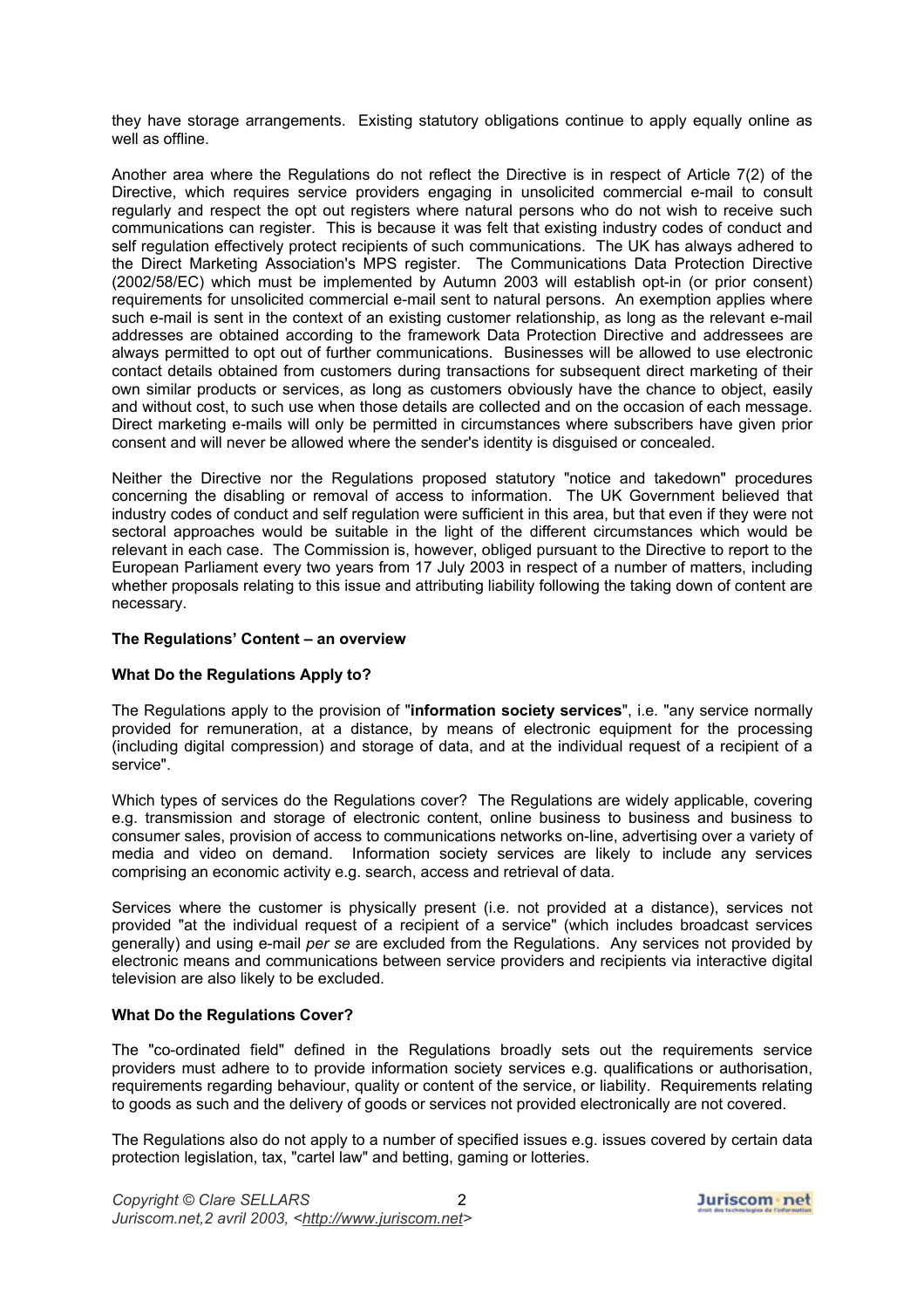they have storage arrangements. Existing statutory obligations continue to apply equally online as well as offline.

Another area where the Regulations do not reflect the Directive is in respect of Article 7(2) of the Directive, which requires service providers engaging in unsolicited commercial e-mail to consult regularly and respect the opt out registers where natural persons who do not wish to receive such communications can register. This is because it was felt that existing industry codes of conduct and self regulation effectively protect recipients of such communications. The UK has always adhered to the Direct Marketing Association's MPS register. The Communications Data Protection Directive (2002/58/EC) which must be implemented by Autumn 2003 will establish opt-in (or prior consent) requirements for unsolicited commercial e-mail sent to natural persons. An exemption applies where such e-mail is sent in the context of an existing customer relationship, as long as the relevant e-mail addresses are obtained according to the framework Data Protection Directive and addressees are always permitted to opt out of further communications. Businesses will be allowed to use electronic contact details obtained from customers during transactions for subsequent direct marketing of their own similar products or services, as long as customers obviously have the chance to object, easily and without cost, to such use when those details are collected and on the occasion of each message. Direct marketing e-mails will only be permitted in circumstances where subscribers have given prior consent and will never be allowed where the sender's identity is disguised or concealed.

Neither the Directive nor the Regulations proposed statutory "notice and takedown" procedures concerning the disabling or removal of access to information. The UK Government believed that industry codes of conduct and self regulation were sufficient in this area, but that even if they were not sectoral approaches would be suitable in the light of the different circumstances which would be relevant in each case. The Commission is, however, obliged pursuant to the Directive to report to the European Parliament every two years from 17 July 2003 in respect of a number of matters, including whether proposals relating to this issue and attributing liability following the taking down of content are necessary.

**The Regulations' Content – an overview**

**What Do the Regulations Apply to?**

The Regulations apply to the provision of "**information society services**", i.e. "any service normally provided for remuneration, at a distance, by means of electronic equipment for the processing (including digital compression) and storage of data, and at the individual request of a recipient of a service".

Which types of services do the Regulations cover? The Regulations are widely applicable, covering e.g. transmission and storage of electronic content, online business to business and business to consumer sales, provision of access to communications networks on-line, advertising over a variety of media and video on demand. Information society services are likely to include any services comprising an economic activity e.g. search, access and retrieval of data.

Services where the customer is physically present (i.e. not provided at a distance), services not provided "at the individual request of a recipient of a service" (which includes broadcast services generally) and using e-mail *per se* are excluded from the Regulations. Any services not provided by electronic means and communications between service providers and recipients via interactive digital television are also likely to be excluded.

**What Do the Regulations Cover?**

The "co-ordinated field" defined in the Regulations broadly sets out the requirements service providers must adhere to to provide information society services e.g. qualifications or authorisation, requirements regarding behaviour, quality or content of the service, or liability. Requirements relating to goods as such and the delivery of goods or services not provided electronically are not covered.

The Regulations also do not apply to a number of specified issues e.g. issues covered by certain data protection legislation, tax, "cartel law" and betting, gaming or lotteries.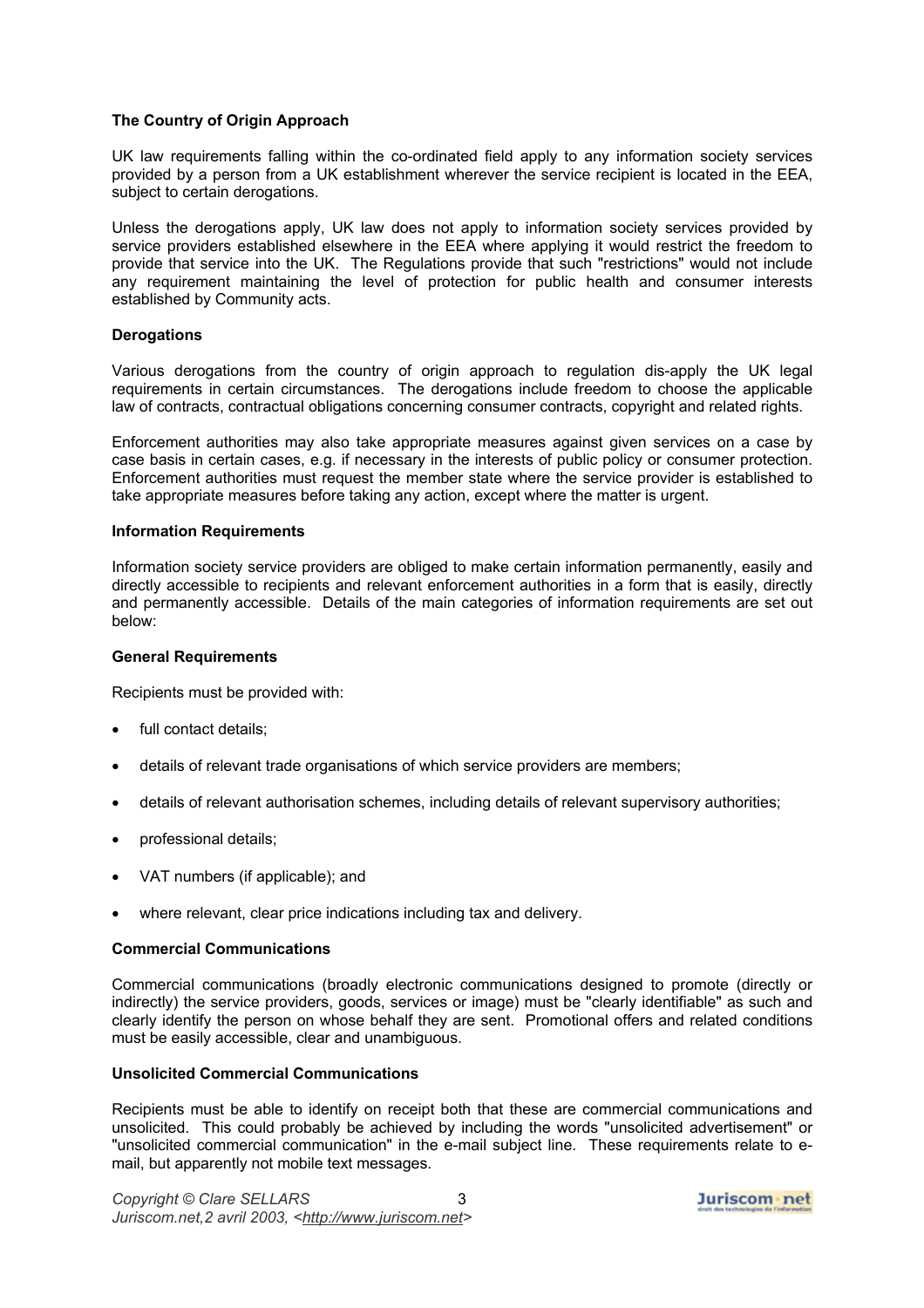**The Country of Origin Approach**

UK law requirements falling within the co-ordinated field apply to any information society services provided by a person from a UK establishment wherever the service recipient is located in the EEA, subject to certain derogations.

Unless the derogations apply, UK law does not apply to information society services provided by service providers established elsewhere in the EEA where applying it would restrict the freedom to provide that service into the UK. The Regulations provide that such "restrictions" would not include any requirement maintaining the level of protection for public health and consumer interests established by Community acts.

**Derogations**

Various derogations from the country of origin approach to regulation dis-apply the UK legal requirements in certain circumstances. The derogations include freedom to choose the applicable law of contracts, contractual obligations concerning consumer contracts, copyright and related rights.

Enforcement authorities may also take appropriate measures against given services on a case by case basis in certain cases, e.g. if necessary in the interests of public policy or consumer protection. Enforcement authorities must request the member state where the service provider is established to take appropriate measures before taking any action, except where the matter is urgent.

**Information Requirements**

Information society service providers are obliged to make certain information permanently, easily and directly accessible to recipients and relevant enforcement authorities in a form that is easily, directly and permanently accessible. Details of the main categories of information requirements are set out below:

**General Requirements**

Recipients must be provided with:

- full contact details;
- details of relevant trade organisations of which service providers are members;
- details of relevant authorisation schemes, including details of relevant supervisory authorities;
- professional details;
- VAT numbers (if applicable); and
- where relevant, clear price indications including tax and delivery.

**Commercial Communications**

Commercial communications (broadly electronic communications designed to promote (directly or indirectly) the service providers, goods, services or image) must be "clearly identifiable" as such and clearly identify the person on whose behalf they are sent. Promotional offers and related conditions must be easily accessible, clear and unambiguous.

**Unsolicited Commercial Communications**

Recipients must be able to identify on receipt both that these are commercial communications and unsolicited. This could probably be achieved by including the words "unsolicited advertisement" or "unsolicited commercial communication" in the e-mail subject line. These requirements relate to e-mail, but apparently not mobile text messages.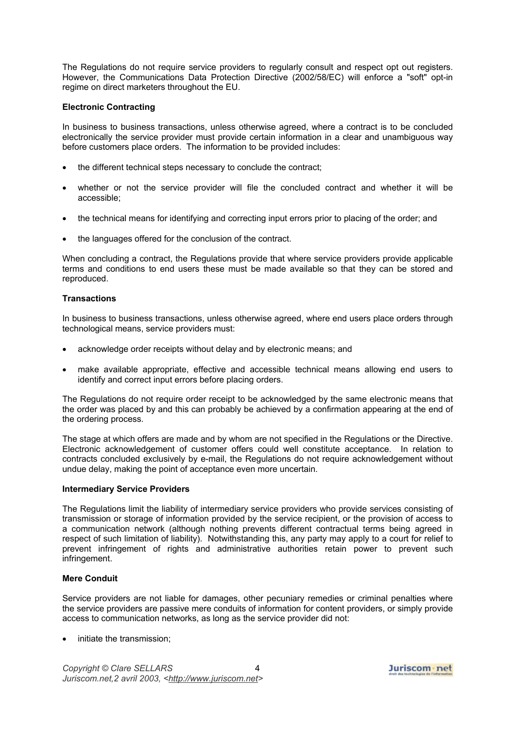The Regulations do not require service providers to regularly consult and respect opt out registers. However, the Communications Data Protection Directive (2002/58/EC) will enforce a "soft" opt-in regime on direct marketers throughout the EU.

**Electronic Contracting**

In business to business transactions, unless otherwise agreed, where a contract is to be concluded electronically the service provider must provide certain information in a clear and unambiguous way before customers place orders. The information to be provided includes:

- the different technical steps necessary to conclude the contract;
- whether or not the service provider will file the concluded contract and whether it will be accessible;
- the technical means for identifying and correcting input errors prior to placing of the order; and
- the languages offered for the conclusion of the contract.

When concluding a contract, the Regulations provide that where service providers provide applicable terms and conditions to end users these must be made available so that they can be stored and reproduced.

**Transactions**

In business to business transactions, unless otherwise agreed, where end users place orders through technological means, service providers must:

- acknowledge order receipts without delay and by electronic means; and
- make available appropriate, effective and accessible technical means allowing end users to identify and correct input errors before placing orders.

The Regulations do not require order receipt to be acknowledged by the same electronic means that the order was placed by and this can probably be achieved by a confirmation appearing at the end of the ordering process.

The stage at which offers are made and by whom are not specified in the Regulations or the Directive. Electronic acknowledgement of customer offers could well constitute acceptance. In relation to contracts concluded exclusively by e-mail, the Regulations do not require acknowledgement without undue delay, making the point of acceptance even more uncertain.

**Intermediary Service Providers**

The Regulations limit the liability of intermediary service providers who provide services consisting of transmission or storage of information provided by the service recipient, or the provision of access to a communication network (although nothing prevents different contractual terms being agreed in respect of such limitation of liability). Notwithstanding this, any party may apply to a court for relief to prevent infringement of rights and administrative authorities retain power to prevent such infringement.

**Mere Conduit**

Service providers are not liable for damages, other pecuniary remedies or criminal penalties where the service providers are passive mere conduits of information for content providers, or simply provide access to communication networks, as long as the service provider did not:

- initiate the transmission;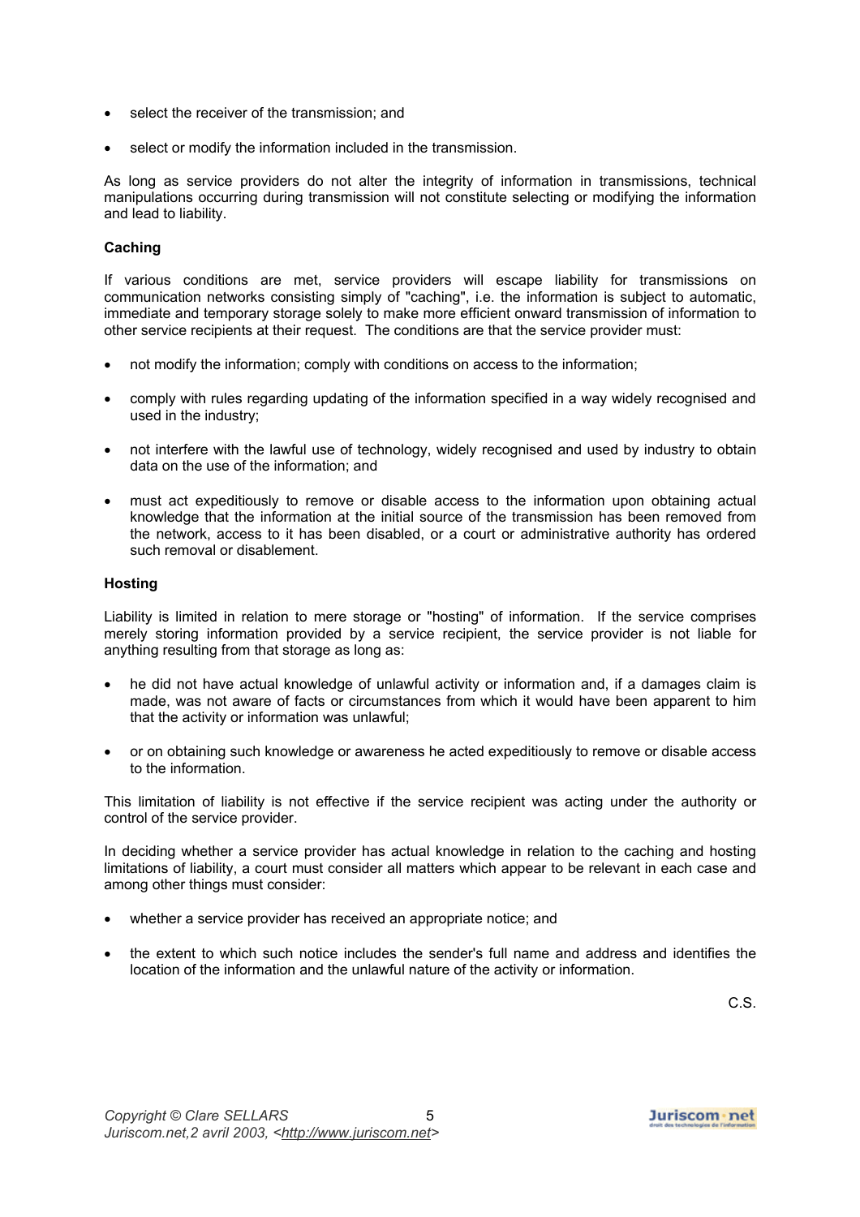- select the receiver of the transmission; and
- select or modify the information included in the transmission.

As long as service providers do not alter the integrity of information in transmissions, technical manipulations occurring during transmission will not constitute selecting or modifying the information and lead to liability.

**Caching**

If various conditions are met, service providers will escape liability for transmissions on communication networks consisting simply of "caching", i.e. the information is subject to automatic, immediate and temporary storage solely to make more efficient onward transmission of information to other service recipients at their request. The conditions are that the service provider must:

- not modify the information; comply with conditions on access to the information;
- comply with rules regarding updating of the information specified in a way widely recognised and used in the industry;
- not interfere with the lawful use of technology, widely recognised and used by industry to obtain data on the use of the information; and
- must act expeditiously to remove or disable access to the information upon obtaining actual knowledge that the information at the initial source of the transmission has been removed from the network, access to it has been disabled, or a court or administrative authority has ordered such removal or disablement.

**Hosting**

Liability is limited in relation to mere storage or "hosting" of information. If the service comprises merely storing information provided by a service recipient, the service provider is not liable for anything resulting from that storage as long as:

- he did not have actual knowledge of unlawful activity or information and, if a damages claim is made, was not aware of facts or circumstances from which it would have been apparent to him that the activity or information was unlawful;
- or on obtaining such knowledge or awareness he acted expeditiously to remove or disable access to the information.

This limitation of liability is not effective if the service recipient was acting under the authority or control of the service provider.

In deciding whether a service provider has actual knowledge in relation to the caching and hosting limitations of liability, a court must consider all matters which appear to be relevant in each case and among other things must consider:

- whether a service provider has received an appropriate notice; and
- the extent to which such notice includes the sender's full name and address and identifies the location of the information and the unlawful nature of the activity or information.

C.S.